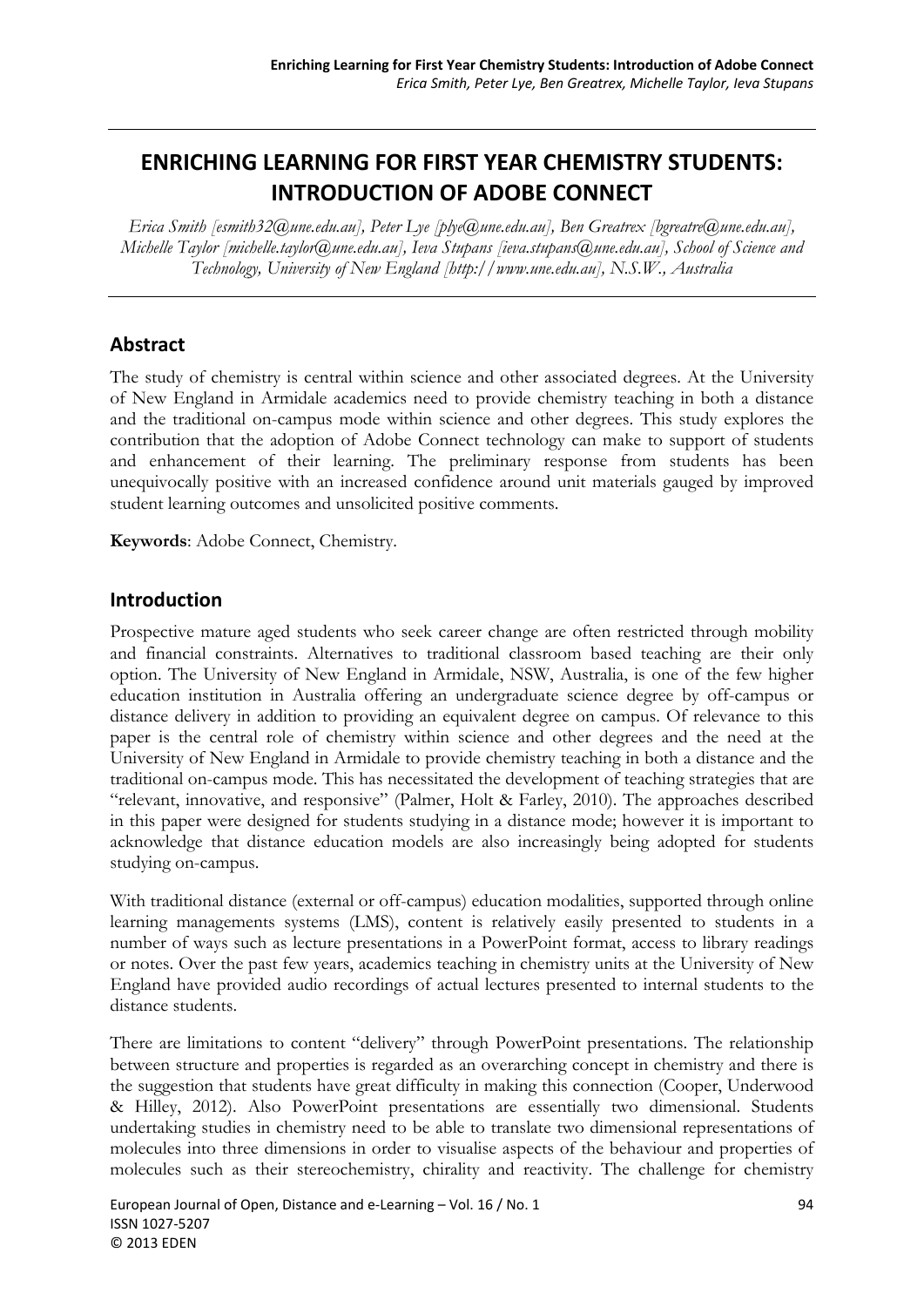# ENRICHING LEARNING FOR FIRST YEAR CHEMISTRY STUDENTS: INTRODUCTION OF ADOBE CONNECT

*Erica Smith [esmith32@une.edu.au], Peter Lye [plye@une.edu.au], Ben Greatrex [bgreatre@une.edu.au], Michelle Taylor [michelle.taylor@une.edu.au], Ieva Stupans [ieva.stupans@une.edu.au], School of Science and Technology, University of New England [http://www.une.edu.au], N.S.W., Australia*

## Abstract

The study of chemistry is central within science and other associated degrees. At the University of New England in Armidale academics need to provide chemistry teaching in both a distance and the traditional on-campus mode within science and other degrees. This study explores the contribution that the adoption of Adobe Connect technology can make to support of students and enhancement of their learning. The preliminary response from students has been unequivocally positive with an increased confidence around unit materials gauged by improved student learning outcomes and unsolicited positive comments.

**Keywords**: Adobe Connect, Chemistry.

## Introduction

Prospective mature aged students who seek career change are often restricted through mobility and financial constraints. Alternatives to traditional classroom based teaching are their only option. The University of New England in Armidale, NSW, Australia, is one of the few higher education institution in Australia offering an undergraduate science degree by off-campus or distance delivery in addition to providing an equivalent degree on campus. Of relevance to this paper is the central role of chemistry within science and other degrees and the need at the University of New England in Armidale to provide chemistry teaching in both a distance and the traditional on-campus mode. This has necessitated the development of teaching strategies that are "relevant, innovative, and responsive" (Palmer, Holt & Farley, 2010). The approaches described in this paper were designed for students studying in a distance mode; however it is important to acknowledge that distance education models are also increasingly being adopted for students studying on-campus.

With traditional distance (external or off-campus) education modalities, supported through online learning managements systems (LMS), content is relatively easily presented to students in a number of ways such as lecture presentations in a PowerPoint format, access to library readings or notes. Over the past few years, academics teaching in chemistry units at the University of New England have provided audio recordings of actual lectures presented to internal students to the distance students.

There are limitations to content "delivery" through PowerPoint presentations. The relationship between structure and properties is regarded as an overarching concept in chemistry and there is the suggestion that students have great difficulty in making this connection (Cooper, Underwood & Hilley, 2012). Also PowerPoint presentations are essentially two dimensional. Students undertaking studies in chemistry need to be able to translate two dimensional representations of molecules into three dimensions in order to visualise aspects of the behaviour and properties of molecules such as their stereochemistry, chirality and reactivity. The challenge for chemistry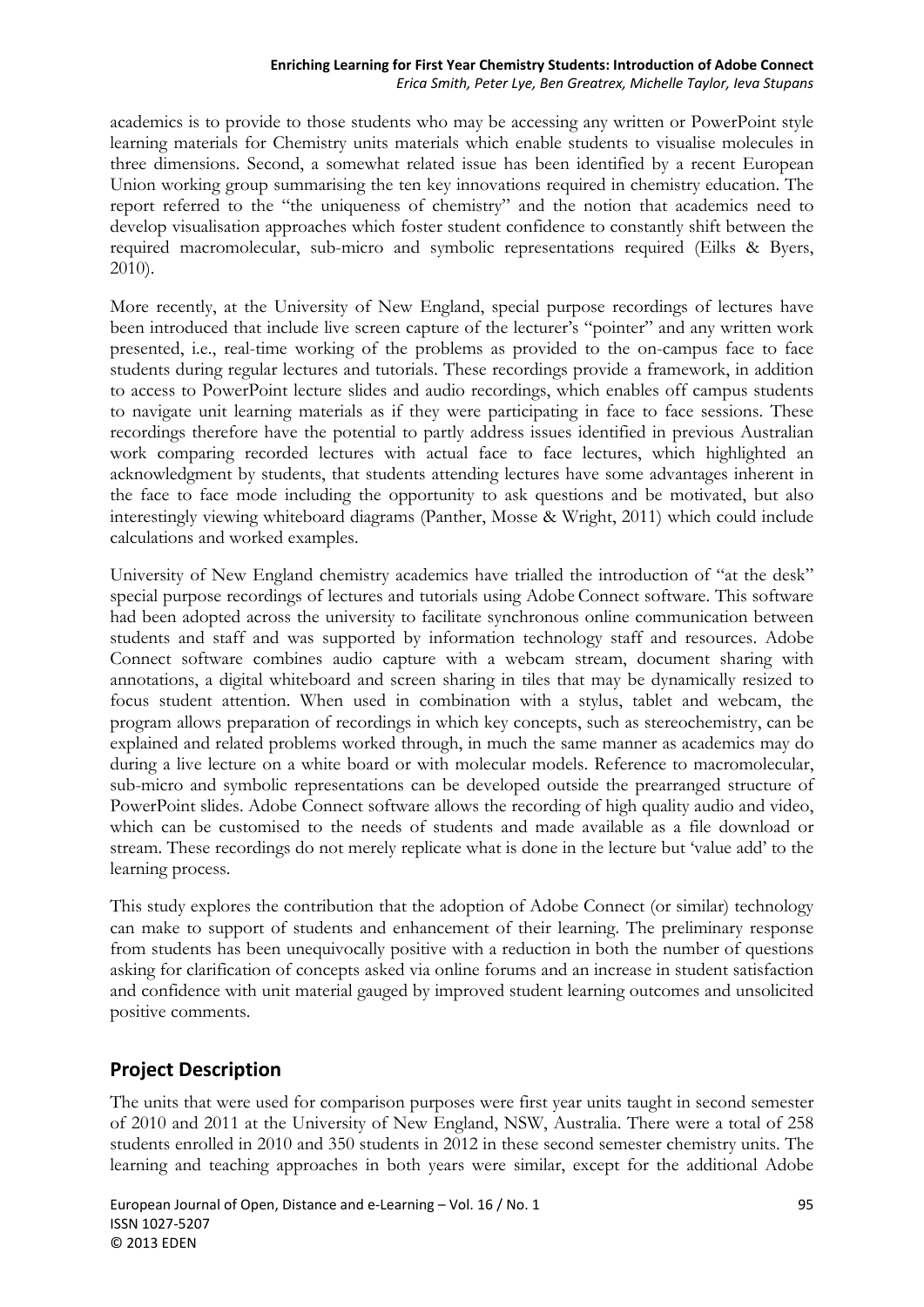academics is to provide to those students who may be accessing any written or PowerPoint style learning materials for Chemistry units materials which enable students to visualise molecules in three dimensions. Second, a somewhat related issue has been identified by a recent European Union working group summarising the ten key innovations required in chemistry education. The report referred to the "the uniqueness of chemistry" and the notion that academics need to develop visualisation approaches which foster student confidence to constantly shift between the required macromolecular, sub-micro and symbolic representations required (Eilks & Byers, 2010).

More recently, at the University of New England, special purpose recordings of lectures have been introduced that include live screen capture of the lecturer's "pointer" and any written work presented, i.e., real-time working of the problems as provided to the on-campus face to face students during regular lectures and tutorials. These recordings provide a framework, in addition to access to PowerPoint lecture slides and audio recordings, which enables off campus students to navigate unit learning materials as if they were participating in face to face sessions. These recordings therefore have the potential to partly address issues identified in previous Australian work comparing recorded lectures with actual face to face lectures, which highlighted an acknowledgment by students, that students attending lectures have some advantages inherent in the face to face mode including the opportunity to ask questions and be motivated, but also interestingly viewing whiteboard diagrams (Panther, Mosse & Wright, 2011) which could include calculations and worked examples.

University of New England chemistry academics have trialled the introduction of "at the desk" special purpose recordings of lectures and tutorials using Adobe Connect software. This software had been adopted across the university to facilitate synchronous online communication between students and staff and was supported by information technology staff and resources. Adobe Connect software combines audio capture with a webcam stream, document sharing with annotations, a digital whiteboard and screen sharing in tiles that may be dynamically resized to focus student attention. When used in combination with a stylus, tablet and webcam, the program allows preparation of recordings in which key concepts, such as stereochemistry, can be explained and related problems worked through, in much the same manner as academics may do during a live lecture on a white board or with molecular models. Reference to macromolecular, sub-micro and symbolic representations can be developed outside the prearranged structure of PowerPoint slides. Adobe Connect software allows the recording of high quality audio and video, which can be customised to the needs of students and made available as a file download or stream. These recordings do not merely replicate what is done in the lecture but 'value add' to the learning process.

This study explores the contribution that the adoption of Adobe Connect (or similar) technology can make to support of students and enhancement of their learning. The preliminary response from students has been unequivocally positive with a reduction in both the number of questions asking for clarification of concepts asked via online forums and an increase in student satisfaction and confidence with unit material gauged by improved student learning outcomes and unsolicited positive comments.

## Project Description

The units that were used for comparison purposes were first year units taught in second semester of 2010 and 2011 at the University of New England, NSW, Australia. There were a total of 258 students enrolled in 2010 and 350 students in 2012 in these second semester chemistry units. The learning and teaching approaches in both years were similar, except for the additional Adobe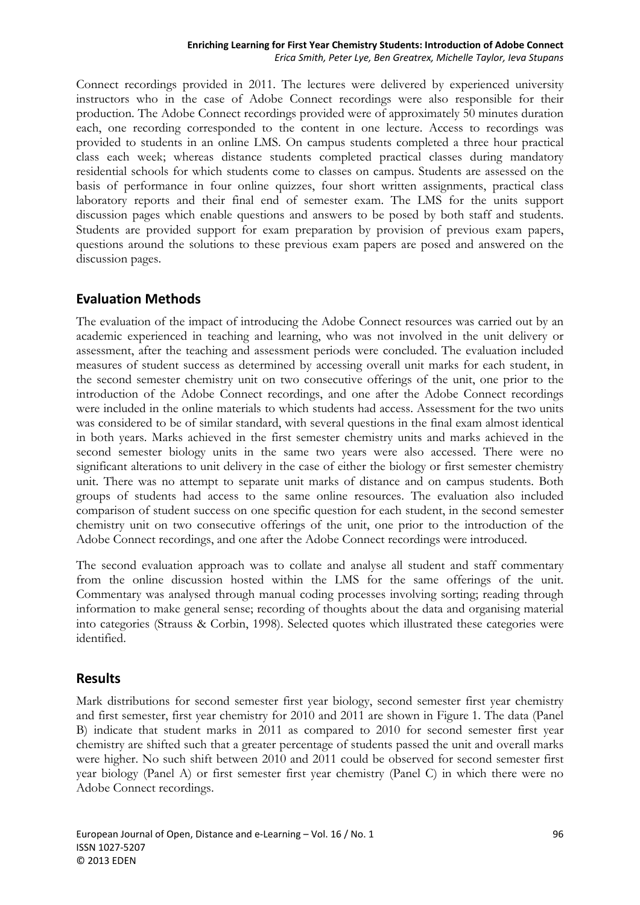Connect recordings provided in 2011. The lectures were delivered by experienced university instructors who in the case of Adobe Connect recordings were also responsible for their production. The Adobe Connect recordings provided were of approximately 50 minutes duration each, one recording corresponded to the content in one lecture. Access to recordings was provided to students in an online LMS. On campus students completed a three hour practical class each week; whereas distance students completed practical classes during mandatory residential schools for which students come to classes on campus. Students are assessed on the basis of performance in four online quizzes, four short written assignments, practical class laboratory reports and their final end of semester exam. The LMS for the units support discussion pages which enable questions and answers to be posed by both staff and students. Students are provided support for exam preparation by provision of previous exam papers, questions around the solutions to these previous exam papers are posed and answered on the discussion pages.

## Evaluation Methods

The evaluation of the impact of introducing the Adobe Connect resources was carried out by an academic experienced in teaching and learning, who was not involved in the unit delivery or assessment, after the teaching and assessment periods were concluded. The evaluation included measures of student success as determined by accessing overall unit marks for each student, in the second semester chemistry unit on two consecutive offerings of the unit, one prior to the introduction of the Adobe Connect recordings, and one after the Adobe Connect recordings were included in the online materials to which students had access. Assessment for the two units was considered to be of similar standard, with several questions in the final exam almost identical in both years. Marks achieved in the first semester chemistry units and marks achieved in the second semester biology units in the same two years were also accessed. There were no significant alterations to unit delivery in the case of either the biology or first semester chemistry unit. There was no attempt to separate unit marks of distance and on campus students. Both groups of students had access to the same online resources. The evaluation also included comparison of student success on one specific question for each student, in the second semester chemistry unit on two consecutive offerings of the unit, one prior to the introduction of the Adobe Connect recordings, and one after the Adobe Connect recordings were introduced.

The second evaluation approach was to collate and analyse all student and staff commentary from the online discussion hosted within the LMS for the same offerings of the unit. Commentary was analysed through manual coding processes involving sorting; reading through information to make general sense; recording of thoughts about the data and organising material into categories (Strauss & Corbin, 1998). Selected quotes which illustrated these categories were identified.

## Results

Mark distributions for second semester first year biology, second semester first year chemistry and first semester, first year chemistry for 2010 and 2011 are shown in Figure 1. The data (Panel B) indicate that student marks in 2011 as compared to 2010 for second semester first year chemistry are shifted such that a greater percentage of students passed the unit and overall marks were higher. No such shift between 2010 and 2011 could be observed for second semester first year biology (Panel A) or first semester first year chemistry (Panel C) in which there were no Adobe Connect recordings.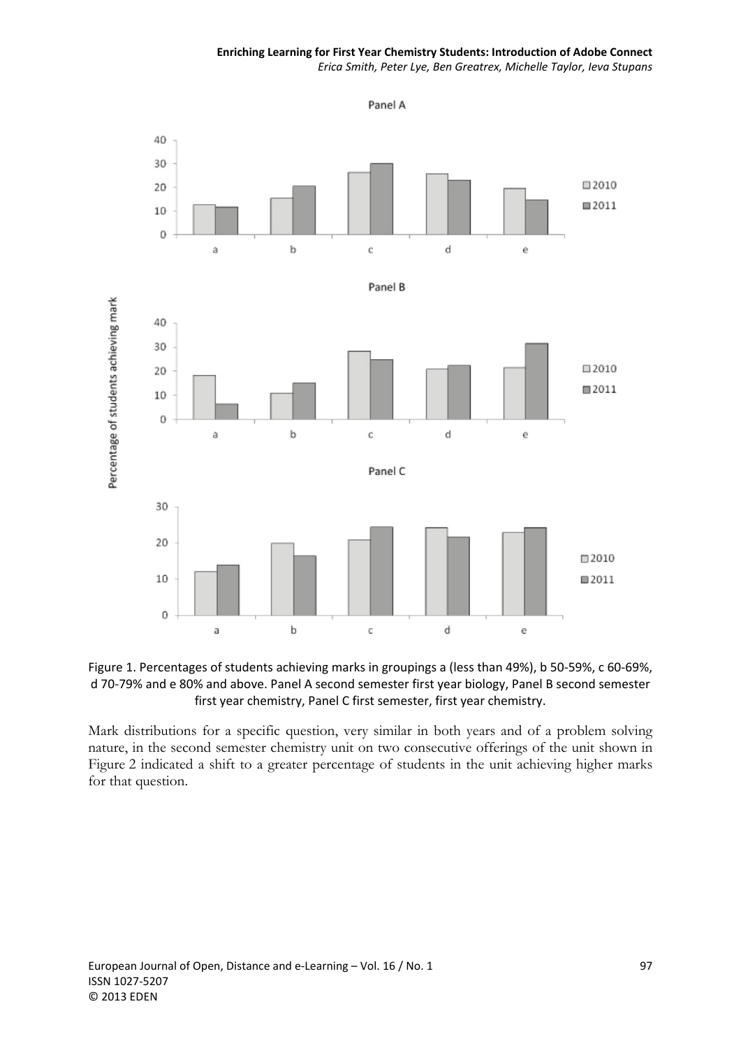Figure 1. Percentages of students achieving marks in groupings a (less than 49%), b 50-59%, c 60-69%, d 70-79% and e 80% and above. Panel A second semester first year biology, Panel B second semester first year chemistry, Panel C first semester, first year chemistry.

Mark distributions for a specific question, very similar in both years and of a problem solving nature, in the second semester chemistry unit on two consecutive offerings of the unit shown in Figure 2 indicated a shift to a greater percentage of students in the unit achieving higher marks for that question.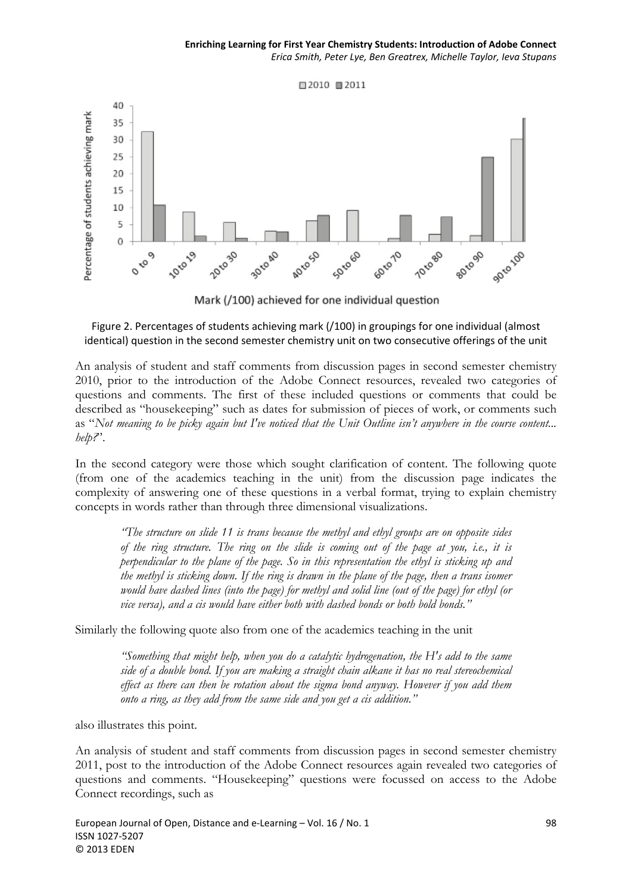Figure 2. Percentages of students achieving mark (/100) in groupings for one individual (almost identical) question in the second semester chemistry unit on two consecutive offerings of the unit

An analysis of student and staff comments from discussion pages in second semester chemistry 2010, prior to the introduction of the Adobe Connect resources, revealed two categories of questions and comments. The first of these included questions or comments that could be described as "housekeeping" such as dates for submission of pieces of work, or comments such as "*Not meaning to be picky again but I've noticed that the Unit Outline isn't anywhere in the course content... help?*".

In the second category were those which sought clarification of content. The following quote (from one of the academics teaching in the unit) from the discussion page indicates the complexity of answering one of these questions in a verbal format, trying to explain chemistry concepts in words rather than through three dimensional visualizations.

> *"The structure on slide 11 is trans because the methyl and ethyl groups are on opposite sides of the ring structure. The ring on the slide is coming out of the page at you, i.e., it is perpendicular to the plane of the page. So in this representation the ethyl is sticking up and the methyl is sticking down. If the ring is drawn in the plane of the page, then a trans isomer would have dashed lines (into the page) for methyl and solid line (out of the page) for ethyl (or vice versa), and a cis would have either both with dashed bonds or both bold bonds."*

Similarly the following quote also from one of the academics teaching in the unit

> *"Something that might help, when you do a catalytic hydrogenation, the H's add to the same side of a double bond. If you are making a straight chain alkane it has no real stereochemical effect as there can then be rotation about the sigma bond anyway. However if you add them onto a ring, as they add from the same side and you get a cis addition."*

also illustrates this point.

An analysis of student and staff comments from discussion pages in second semester chemistry 2011, post to the introduction of the Adobe Connect resources again revealed two categories of questions and comments. "Housekeeping" questions were focussed on access to the Adobe Connect recordings, such as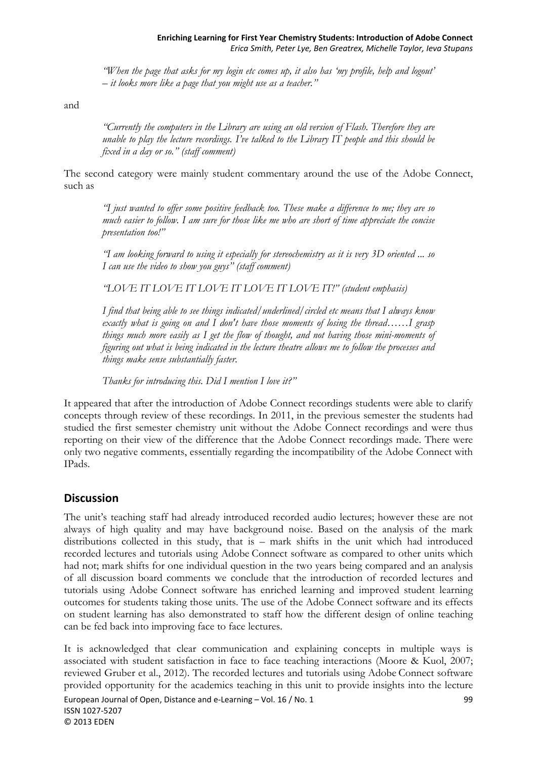*"When the page that asks for my login etc comes up, it also has 'my profile, help and logout' – it looks more like a page that you might use as a teacher."*

and

*"Currently the computers in the Library are using an old version of Flash. Therefore they are unable to play the lecture recordings. I've talked to the Library IT people and this should be fixed in a day or so." (staff comment)*

The second category were mainly student commentary around the use of the Adobe Connect, such as

*"I just wanted to offer some positive feedback too. These make a difference to me; they are so much easier to follow. I am sure for those like me who are short of time appreciate the concise presentation too!"*

*"I am looking forward to using it especially for stereochemistry as it is very 3D oriented ... so I can use the video to show you guys" (staff comment)*

*"LOVE IT LOVE IT LOVE IT LOVE IT LOVE IT!" (student emphasis)*

*I find that being able to see things indicated/underlined/circled etc means that I always know exactly what is going on and I don't have those moments of losing the thread……I grasp things much more easily as I get the flow of thought, and not having those mini-moments of figuring out what is being indicated in the lecture theatre allows me to follow the processes and things make sense substantially faster.*

*Thanks for introducing this. Did I mention I love it?"*

It appeared that after the introduction of Adobe Connect recordings students were able to clarify concepts through review of these recordings. In 2011, in the previous semester the students had studied the first semester chemistry unit without the Adobe Connect recordings and were thus reporting on their view of the difference that the Adobe Connect recordings made. There were only two negative comments, essentially regarding the incompatibility of the Adobe Connect with IPads.

## Discussion

The unit's teaching staff had already introduced recorded audio lectures; however these are not always of high quality and may have background noise. Based on the analysis of the mark distributions collected in this study, that is – mark shifts in the unit which had introduced recorded lectures and tutorials using Adobe Connect software as compared to other units which had not; mark shifts for one individual question in the two years being compared and an analysis of all discussion board comments we conclude that the introduction of recorded lectures and tutorials using Adobe Connect software has enriched learning and improved student learning outcomes for students taking those units. The use of the Adobe Connect software and its effects on student learning has also demonstrated to staff how the different design of online teaching can be fed back into improving face to face lectures.

It is acknowledged that clear communication and explaining concepts in multiple ways is associated with student satisfaction in face to face teaching interactions (Moore & Kuol, 2007; reviewed Gruber et al., 2012). The recorded lectures and tutorials using Adobe Connect software provided opportunity for the academics teaching in this unit to provide insights into the lecture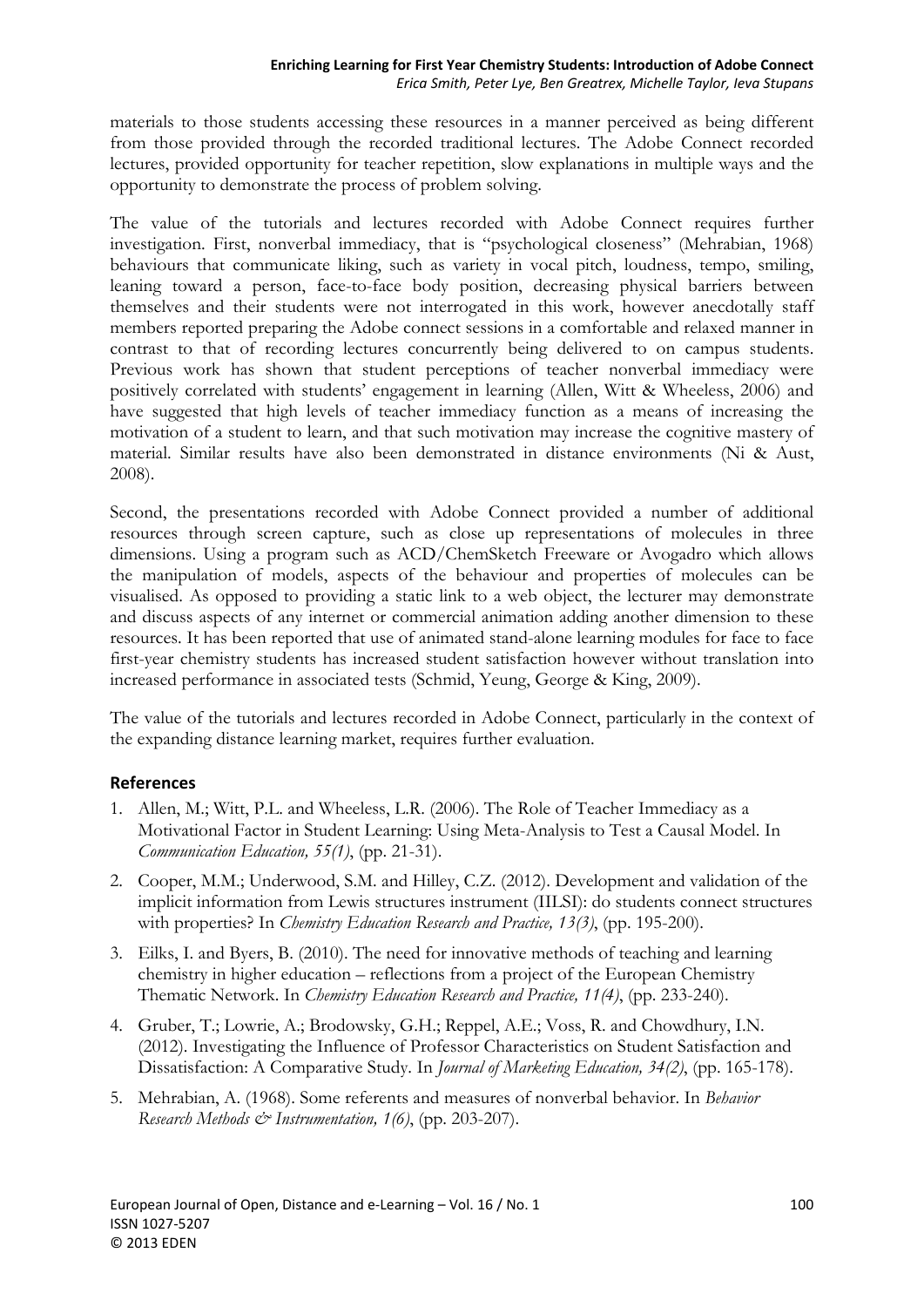materials to those students accessing these resources in a manner perceived as being different from those provided through the recorded traditional lectures. The Adobe Connect recorded lectures, provided opportunity for teacher repetition, slow explanations in multiple ways and the opportunity to demonstrate the process of problem solving.

The value of the tutorials and lectures recorded with Adobe Connect requires further investigation. First, nonverbal immediacy, that is "psychological closeness" (Mehrabian, 1968) behaviours that communicate liking, such as variety in vocal pitch, loudness, tempo, smiling, leaning toward a person, face-to-face body position, decreasing physical barriers between themselves and their students were not interrogated in this work, however anecdotally staff members reported preparing the Adobe connect sessions in a comfortable and relaxed manner in contrast to that of recording lectures concurrently being delivered to on campus students. Previous work has shown that student perceptions of teacher nonverbal immediacy were positively correlated with students' engagement in learning (Allen, Witt & Wheeless, 2006) and have suggested that high levels of teacher immediacy function as a means of increasing the motivation of a student to learn, and that such motivation may increase the cognitive mastery of material. Similar results have also been demonstrated in distance environments (Ni & Aust, 2008).

Second, the presentations recorded with Adobe Connect provided a number of additional resources through screen capture, such as close up representations of molecules in three dimensions. Using a program such as ACD/ChemSketch Freeware or Avogadro which allows the manipulation of models, aspects of the behaviour and properties of molecules can be visualised. As opposed to providing a static link to a web object, the lecturer may demonstrate and discuss aspects of any internet or commercial animation adding another dimension to these resources. It has been reported that use of animated stand-alone learning modules for face to face first-year chemistry students has increased student satisfaction however without translation into increased performance in associated tests (Schmid, Yeung, George & King, 2009).

The value of the tutorials and lectures recorded in Adobe Connect, particularly in the context of the expanding distance learning market, requires further evaluation.

## References

1. Allen, M.; Witt, P.L. and Wheeless, L.R. (2006). The Role of Teacher Immediacy as a Motivational Factor in Student Learning: Using Meta-Analysis to Test a Causal Model. In *Communication Education, 55(1)*, (pp. 21-31).
2. Cooper, M.M.; Underwood, S.M. and Hilley, C.Z. (2012). Development and validation of the implicit information from Lewis structures instrument (IILSI): do students connect structures with properties? In *Chemistry Education Research and Practice, 13(3)*, (pp. 195-200).
3. Eilks, I. and Byers, B. (2010). The need for innovative methods of teaching and learning chemistry in higher education – reflections from a project of the European Chemistry Thematic Network. In *Chemistry Education Research and Practice, 11(4)*, (pp. 233-240).
4. Gruber, T.; Lowrie, A.; Brodowsky, G.H.; Reppel, A.E.; Voss, R. and Chowdhury, I.N. (2012). Investigating the Influence of Professor Characteristics on Student Satisfaction and Dissatisfaction: A Comparative Study. In *Journal of Marketing Education, 34(2)*, (pp. 165-178).
5. Mehrabian, A. (1968). Some referents and measures of nonverbal behavior. In *Behavior Research Methods & Instrumentation, 1(6)*, (pp. 203-207).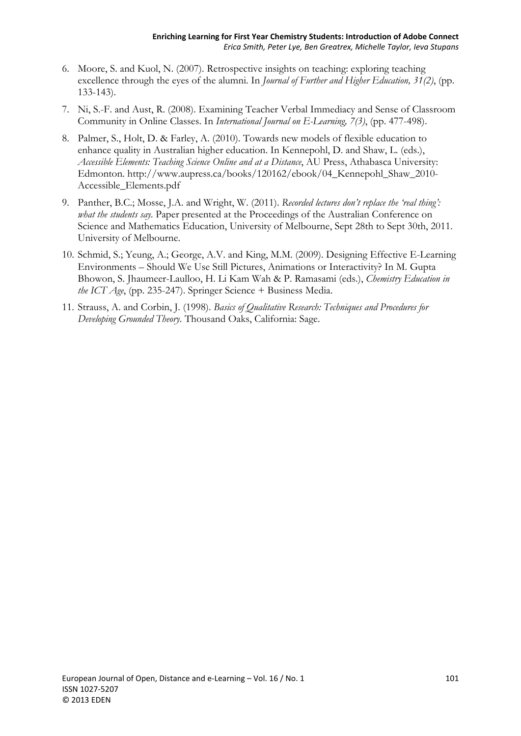6. Moore, S. and Kuol, N. (2007). Retrospective insights on teaching: exploring teaching excellence through the eyes of the alumni. In *Journal of Further and Higher Education, 31(2)*, (pp. 133-143).
7. Ni, S.-F. and Aust, R. (2008). Examining Teacher Verbal Immediacy and Sense of Classroom Community in Online Classes. In *International Journal on E-Learning, 7(3)*, (pp. 477-498).
8. Palmer, S., Holt, D. & Farley, A. (2010). Towards new models of flexible education to enhance quality in Australian higher education. In Kennepohl, D. and Shaw, L. (eds.), *Accessible Elements: Teaching Science Online and at a Distance*, AU Press, Athabasca University: Edmonton. http://www.aupress.ca/books/120162/ebook/04_Kennepohl_Shaw_2010-Accessible_Elements.pdf
9. Panther, B.C.; Mosse, J.A. and Wright, W. (2011). *Recorded lectures don't replace the 'real thing': what the students say.* Paper presented at the Proceedings of the Australian Conference on Science and Mathematics Education, University of Melbourne, Sept 28th to Sept 30th, 2011. University of Melbourne.
10. Schmid, S.; Yeung, A.; George, A.V. and King, M.M. (2009). Designing Effective E-Learning Environments – Should We Use Still Pictures, Animations or Interactivity? In M. Gupta Bhowon, S. Jhaumeer-Laulloo, H. Li Kam Wah & P. Ramasami (eds.), *Chemistry Education in the ICT Age*, (pp. 235-247). Springer Science + Business Media.
11. Strauss, A. and Corbin, J. (1998). *Basics of Qualitative Research: Techniques and Procedures for Developing Grounded Theory.* Thousand Oaks, California: Sage.